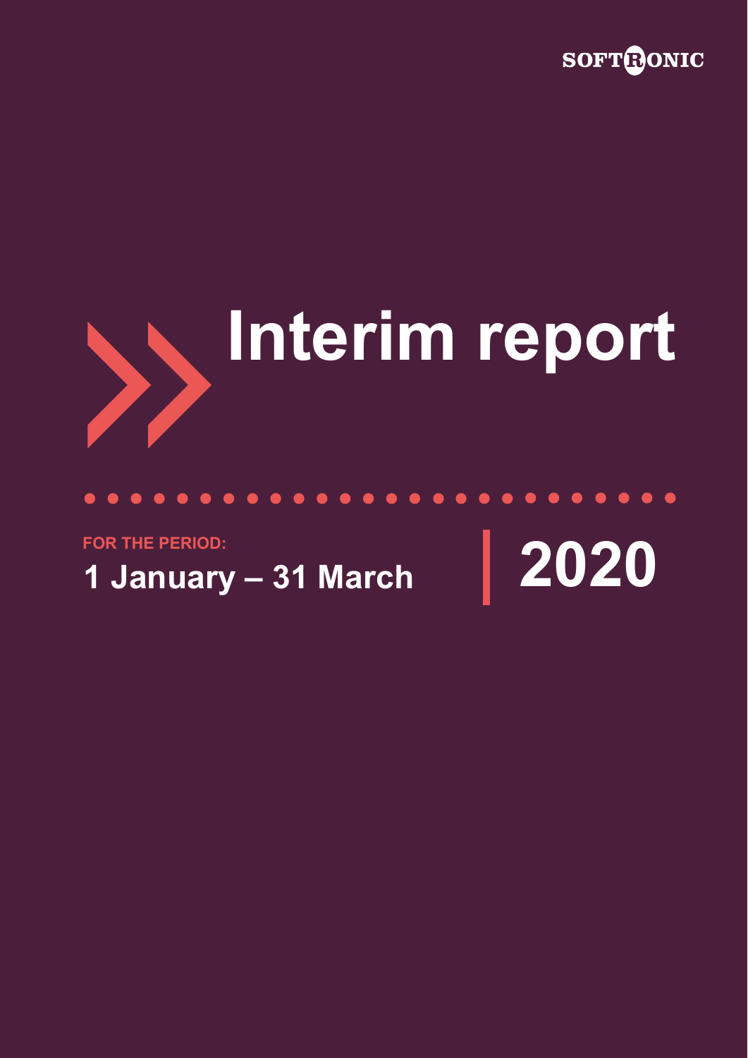SOFTRONIC

# Interim report

FOR THE PERIOD:

**1 January – 31 March**

**2020**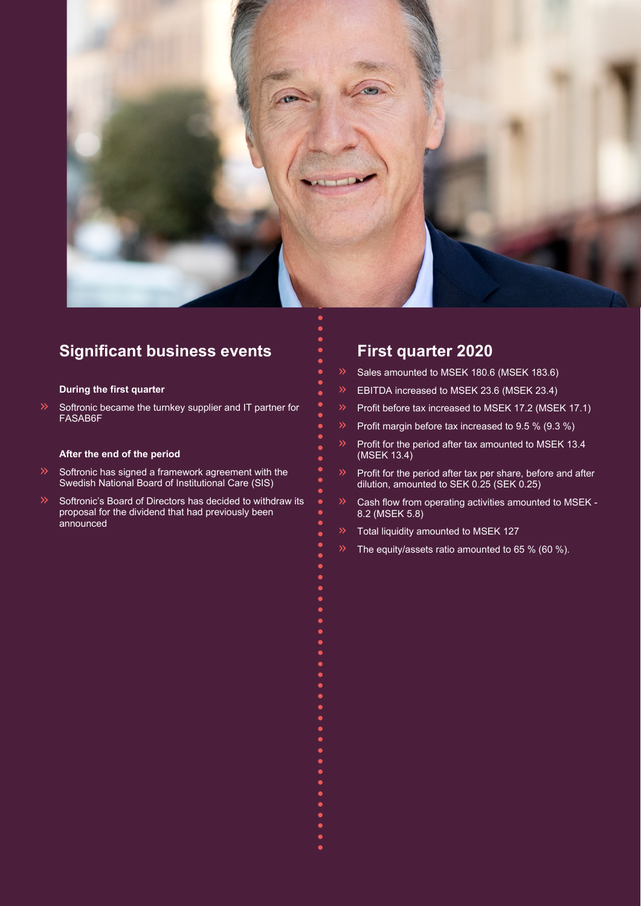## Significant business events

**During the first quarter**

- Softronic became the turnkey supplier and IT partner for FASAB6F

**After the end of the period**

- Softronic has signed a framework agreement with the Swedish National Board of Institutional Care (SIS)
- Softronic's Board of Directors has decided to withdraw its proposal for the dividend that had previously been announced

## First quarter 2020

- Sales amounted to MSEK 180.6 (MSEK 183.6)
- EBITDA increased to MSEK 23.6 (MSEK 23.4)
- Profit before tax increased to MSEK 17.2 (MSEK 17.1)
- Profit margin before tax increased to 9.5 % (9.3 %)
- Profit for the period after tax amounted to MSEK 13.4 (MSEK 13.4)
- Profit for the period after tax per share, before and after dilution, amounted to SEK 0.25 (SEK 0.25)
- Cash flow from operating activities amounted to MSEK -8.2 (MSEK 5.8)
- Total liquidity amounted to MSEK 127
- The equity/assets ratio amounted to 65 % (60 %).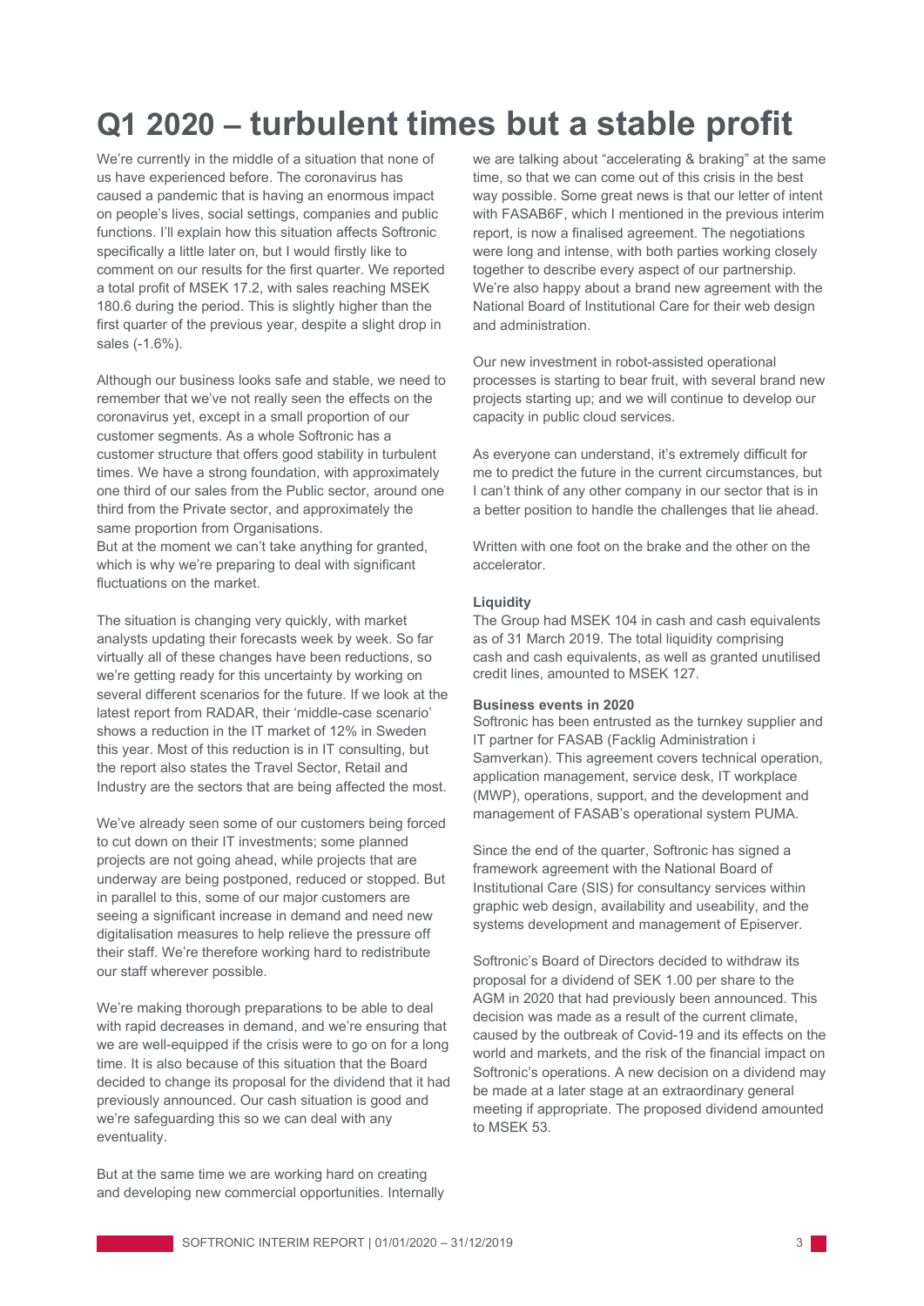# Q1 2020 – turbulent times but a stable profit

We're currently in the middle of a situation that none of us have experienced before. The coronavirus has caused a pandemic that is having an enormous impact on people's lives, social settings, companies and public functions. I'll explain how this situation affects Softronic specifically a little later on, but I would firstly like to comment on our results for the first quarter. We reported a total profit of MSEK 17.2, with sales reaching MSEK 180.6 during the period. This is slightly higher than the first quarter of the previous year, despite a slight drop in sales (-1.6%).

Although our business looks safe and stable, we need to remember that we've not really seen the effects on the coronavirus yet, except in a small proportion of our customer segments. As a whole Softronic has a customer structure that offers good stability in turbulent times. We have a strong foundation, with approximately one third of our sales from the Public sector, around one third from the Private sector, and approximately the same proportion from Organisations.
But at the moment we can't take anything for granted, which is why we're preparing to deal with significant fluctuations on the market.

The situation is changing very quickly, with market analysts updating their forecasts week by week. So far virtually all of these changes have been reductions, so we're getting ready for this uncertainty by working on several different scenarios for the future. If we look at the latest report from RADAR, their 'middle-case scenario' shows a reduction in the IT market of 12% in Sweden this year. Most of this reduction is in IT consulting, but the report also states the Travel Sector, Retail and Industry are the sectors that are being affected the most.

We've already seen some of our customers being forced to cut down on their IT investments; some planned projects are not going ahead, while projects that are underway are being postponed, reduced or stopped. But in parallel to this, some of our major customers are seeing a significant increase in demand and need new digitalisation measures to help relieve the pressure off their staff. We're therefore working hard to redistribute our staff wherever possible.

We're making thorough preparations to be able to deal with rapid decreases in demand, and we're ensuring that we are well-equipped if the crisis were to go on for a long time. It is also because of this situation that the Board decided to change its proposal for the dividend that it had previously announced. Our cash situation is good and we're safeguarding this so we can deal with any eventuality.

But at the same time we are working hard on creating and developing new commercial opportunities. Internally we are talking about "accelerating & braking" at the same time, so that we can come out of this crisis in the best way possible. Some great news is that our letter of intent with FASAB6F, which I mentioned in the previous interim report, is now a finalised agreement. The negotiations were long and intense, with both parties working closely together to describe every aspect of our partnership. We're also happy about a brand new agreement with the National Board of Institutional Care for their web design and administration.

Our new investment in robot-assisted operational processes is starting to bear fruit, with several brand new projects starting up; and we will continue to develop our capacity in public cloud services.

As everyone can understand, it's extremely difficult for me to predict the future in the current circumstances, but I can't think of any other company in our sector that is in a better position to handle the challenges that lie ahead.

Written with one foot on the brake and the other on the accelerator.

**Liquidity**

The Group had MSEK 104 in cash and cash equivalents as of 31 March 2019. The total liquidity comprising cash and cash equivalents, as well as granted unutilised credit lines, amounted to MSEK 127.

**Business events in 2020**

Softronic has been entrusted as the turnkey supplier and IT partner for FASAB (Facklig Administration i Samverkan). This agreement covers technical operation, application management, service desk, IT workplace (MWP), operations, support, and the development and management of FASAB's operational system PUMA.

Since the end of the quarter, Softronic has signed a framework agreement with the National Board of Institutional Care (SIS) for consultancy services within graphic web design, availability and useability, and the systems development and management of Episerver.

Softronic's Board of Directors decided to withdraw its proposal for a dividend of SEK 1.00 per share to the AGM in 2020 that had previously been announced. This decision was made as a result of the current climate, caused by the outbreak of Covid-19 and its effects on the world and markets, and the risk of the financial impact on Softronic's operations. A new decision on a dividend may be made at a later stage at an extraordinary general meeting if appropriate. The proposed dividend amounted to MSEK 53.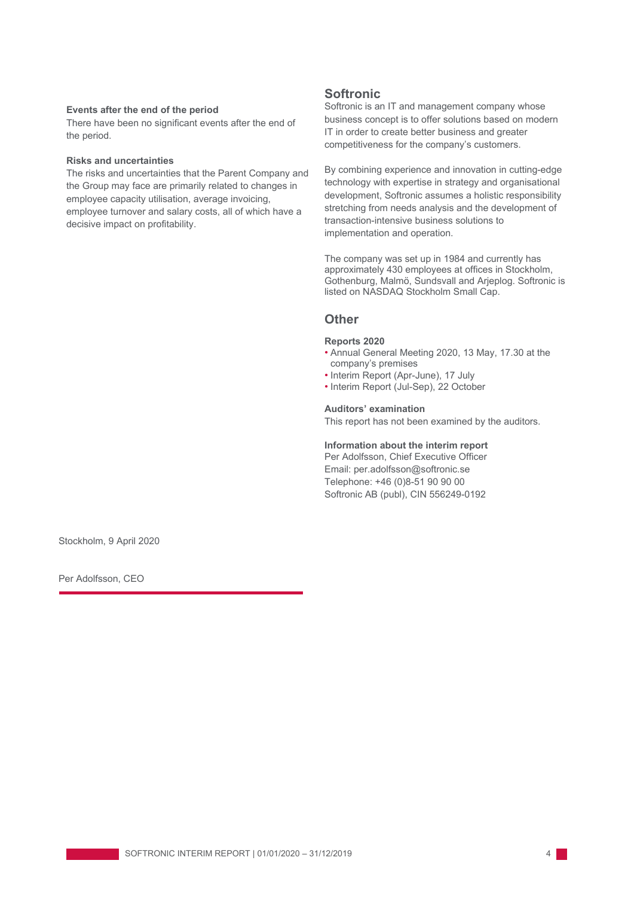**Events after the end of the period**

There have been no significant events after the end of the period.

**Risks and uncertainties**

The risks and uncertainties that the Parent Company and the Group may face are primarily related to changes in employee capacity utilisation, average invoicing, employee turnover and salary costs, all of which have a decisive impact on profitability.

Stockholm, 9 April 2020

Per Adolfsson, CEO

## Softronic

Softronic is an IT and management company whose business concept is to offer solutions based on modern IT in order to create better business and greater competitiveness for the company's customers.

By combining experience and innovation in cutting-edge technology with expertise in strategy and organisational development, Softronic assumes a holistic responsibility stretching from needs analysis and the development of transaction-intensive business solutions to implementation and operation.

The company was set up in 1984 and currently has approximately 430 employees at offices in Stockholm, Gothenburg, Malmö, Sundsvall and Arjeplog. Softronic is listed on NASDAQ Stockholm Small Cap.

## Other

**Reports 2020**

- Annual General Meeting 2020, 13 May, 17.30 at the company's premises
- Interim Report (Apr-June), 17 July
- Interim Report (Jul-Sep), 22 October

**Auditors' examination**

This report has not been examined by the auditors.

**Information about the interim report**

Per Adolfsson, Chief Executive Officer
Email: per.adolfsson@softronic.se
Telephone: +46 (0)8-51 90 90 00
Softronic AB (publ), CIN 556249-0192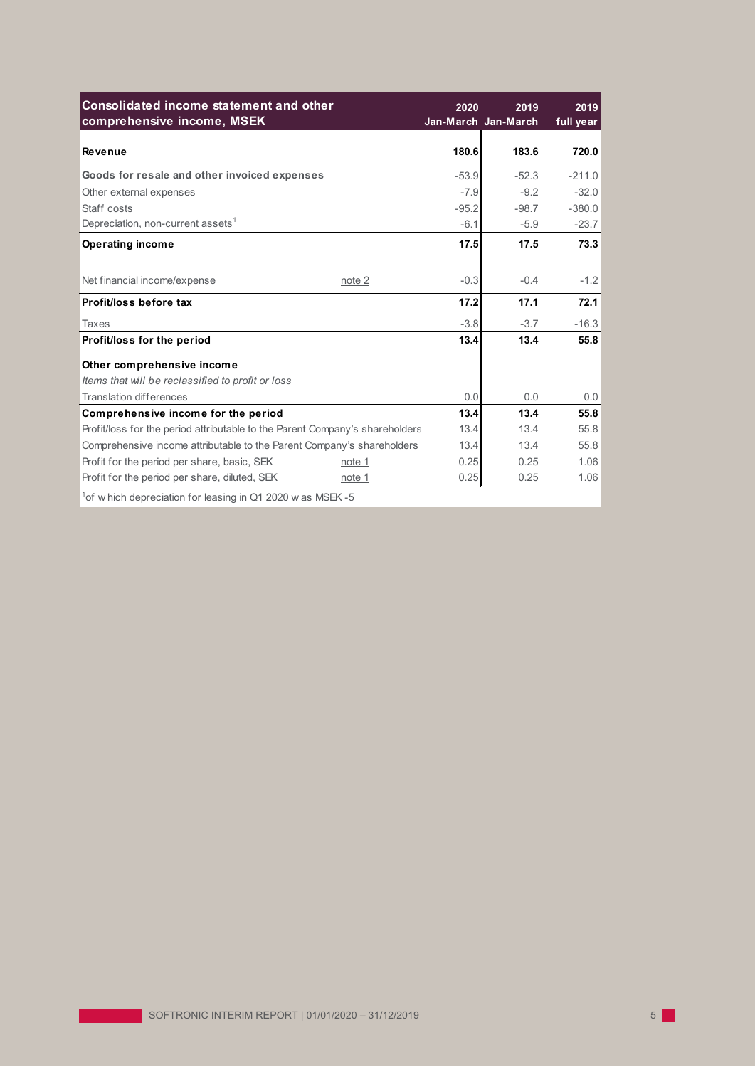| Consolidated income statement and other comprehensive income, MSEK | | 2020 Jan-March | 2019 Jan-March | 2019 full year |
|---|---|---|---|---|
| **Revenue** | | **180.6** | **183.6** | **720.0** |
| **Goods for resale and other invoiced expenses** | | -53.9 | -52.3 | -211.0 |
| Other external expenses | | -7.9 | -9.2 | -32.0 |
| Staff costs | | -95.2 | -98.7 | -380.0 |
| Depreciation, non-current assets[1] | | -6.1 | -5.9 | -23.7 |
| **Operating income** | | **17.5** | **17.5** | **73.3** |
| Net financial income/expense | note 2 | -0.3 | -0.4 | -1.2 |
| **Profit/loss before tax** | | **17.2** | **17.1** | **72.1** |
| Taxes | | -3.8 | -3.7 | -16.3 |
| **Profit/loss for the period** | | **13.4** | **13.4** | **55.8** |
| **Other comprehensive income** | | | | |
| *Items that will be reclassified to profit or loss* | | | | |
| Translation differences | | 0.0 | 0.0 | 0.0 |
| **Comprehensive income for the period** | | **13.4** | **13.4** | **55.8** |
| Profit/loss for the period attributable to the Parent Company's shareholders | | 13.4 | 13.4 | 55.8 |
| Comprehensive income attributable to the Parent Company's shareholders | | 13.4 | 13.4 | 55.8 |
| Profit for the period per share, basic, SEK | note 1 | 0.25 | 0.25 | 1.06 |
| Profit for the period per share, diluted, SEK | note 1 | 0.25 | 0.25 | 1.06 |

[1] of which depreciation for leasing in Q1 2020 was MSEK -5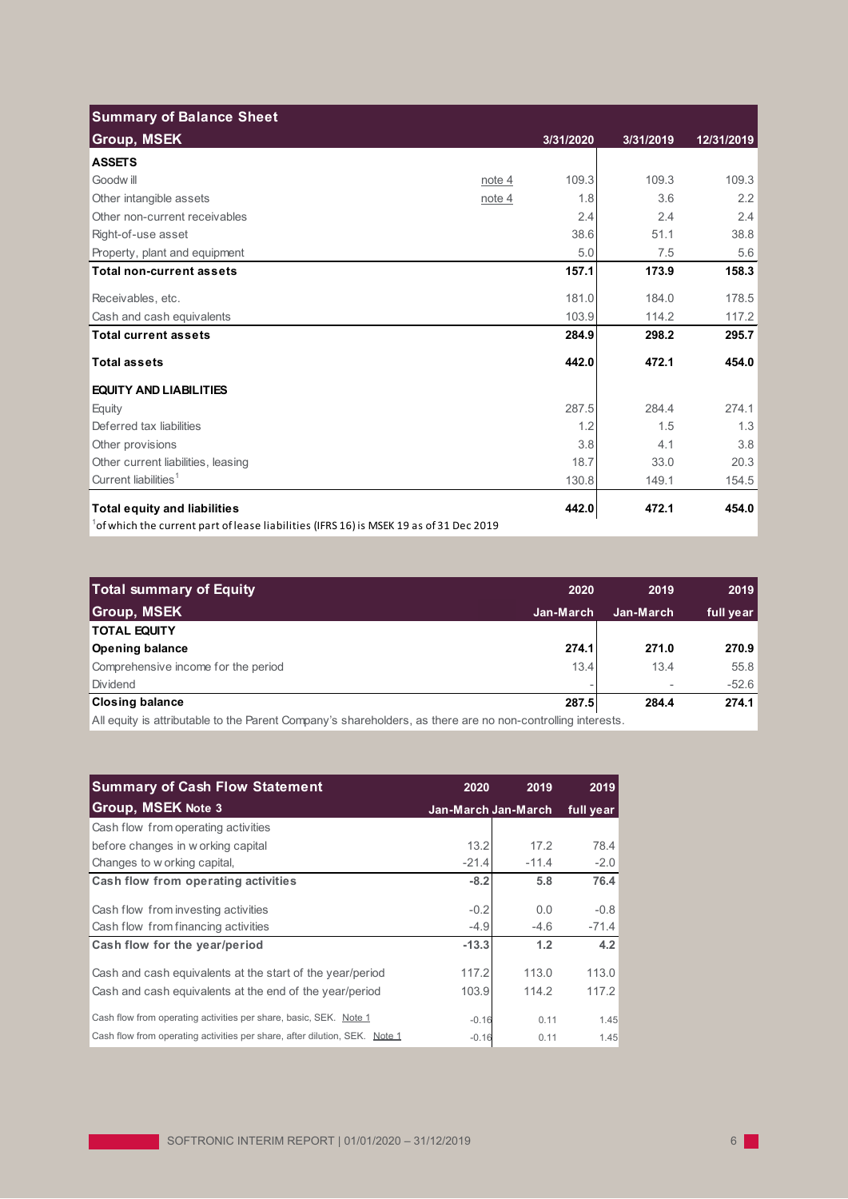## Summary of Balance Sheet

| Group, MSEK | | 3/31/2020 | 3/31/2019 | 12/31/2019 |
|---|---|---|---|---|
| **ASSETS** | | | | |
| Goodwill | note 4 | 109.3 | 109.3 | 109.3 |
| Other intangible assets | note 4 | 1.8 | 3.6 | 2.2 |
| Other non-current receivables | | 2.4 | 2.4 | 2.4 |
| Right-of-use asset | | 38.6 | 51.1 | 38.8 |
| Property, plant and equipment | | 5.0 | 7.5 | 5.6 |
| **Total non-current assets** | | **157.1** | **173.9** | **158.3** |
| Receivables, etc. | | 181.0 | 184.0 | 178.5 |
| Cash and cash equivalents | | 103.9 | 114.2 | 117.2 |
| **Total current assets** | | **284.9** | **298.2** | **295.7** |
| **Total assets** | | **442.0** | **472.1** | **454.0** |
| **EQUITY AND LIABILITIES** | | | | |
| Equity | | 287.5 | 284.4 | 274.1 |
| Deferred tax liabilities | | 1.2 | 1.5 | 1.3 |
| Other provisions | | 3.8 | 4.1 | 3.8 |
| Other current liabilities, leasing | | 18.7 | 33.0 | 20.3 |
| Current liabilities[1] | | 130.8 | 149.1 | 154.5 |
| **Total equity and liabilities** | | **442.0** | **472.1** | **454.0** |

[1]of which the current part of lease liabilities (IFRS 16) is MSEK 19 as of 31 Dec 2019

## Total summary of Equity

| Group, MSEK | 2020 Jan-March | 2019 Jan-March | 2019 full year |
|---|---|---|---|
| **TOTAL EQUITY** | | | |
| **Opening balance** | **274.1** | **271.0** | **270.9** |
| Comprehensive income for the period | 13.4 | 13.4 | 55.8 |
| Dividend | - | - | -52.6 |
| **Closing balance** | **287.5** | **284.4** | **274.1** |

All equity is attributable to the Parent Company's shareholders, as there are no non-controlling interests.

## Summary of Cash Flow Statement

| Group, MSEK Note 3 | 2020 Jan-March | 2019 Jan-March | 2019 full year |
|---|---|---|---|
| Cash flow from operating activities | | | |
| before changes in working capital | 13.2 | 17.2 | 78.4 |
| Changes to working capital, | -21.4 | -11.4 | -2.0 |
| **Cash flow from operating activities** | **-8.2** | **5.8** | **76.4** |
| Cash flow from investing activities | -0.2 | 0.0 | -0.8 |
| Cash flow from financing activities | -4.9 | -4.6 | -71.4 |
| **Cash flow for the year/period** | **-13.3** | **1.2** | **4.2** |
| Cash and cash equivalents at the start of the year/period | 117.2 | 113.0 | 113.0 |
| Cash and cash equivalents at the end of the year/period | 103.9 | 114.2 | 117.2 |
| Cash flow from operating activities per share, basic, SEK. Note 1 | -0.16 | 0.11 | 1.45 |
| Cash flow from operating activities per share, after dilution, SEK. Note 1 | -0.16 | 0.11 | 1.45 |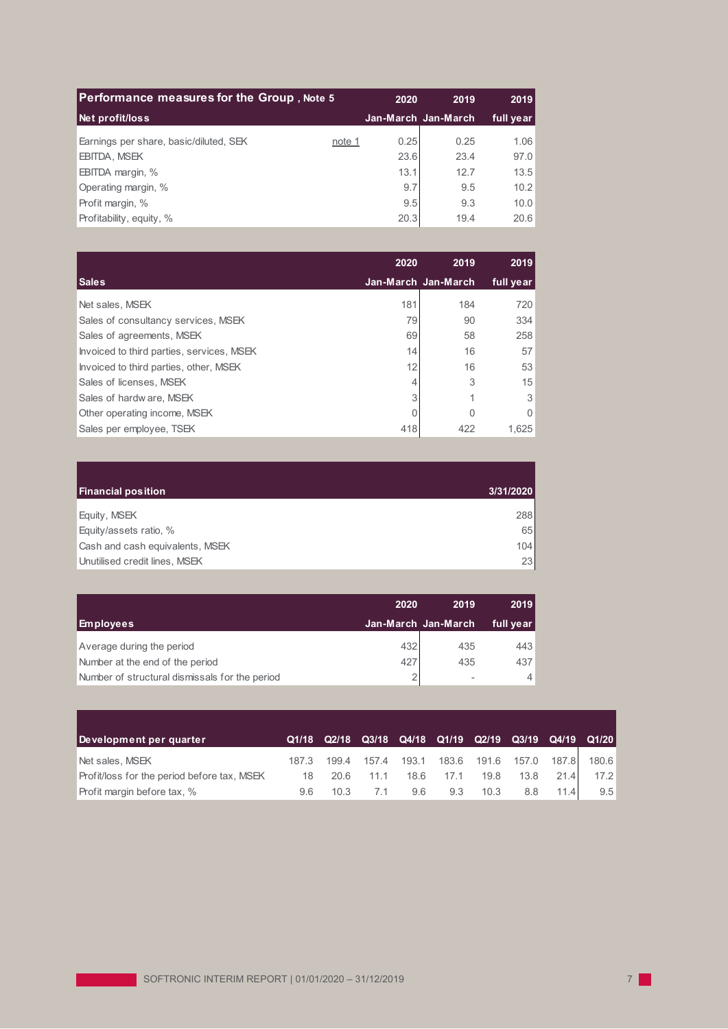| Performance measures for the Group , Note 5 | | 2020 | 2019 | 2019 |
|---|---|---|---|---|
| **Net profit/loss** | | **Jan-March** | **Jan-March** | **full year** |
| Earnings per share, basic/diluted, SEK | note 1 | 0.25 | 0.25 | 1.06 |
| EBITDA, MSEK | | 23.6 | 23.4 | 97.0 |
| EBITDA margin, % | | 13.1 | 12.7 | 13.5 |
| Operating margin, % | | 9.7 | 9.5 | 10.2 |
| Profit margin, % | | 9.5 | 9.3 | 10.0 |
| Profitability, equity, % | | 20.3 | 19.4 | 20.6 |

| | 2020 | 2019 | 2019 |
|---|---|---|---|
| **Sales** | **Jan-March** | **Jan-March** | **full year** |
| Net sales, MSEK | 181 | 184 | 720 |
| Sales of consultancy services, MSEK | 79 | 90 | 334 |
| Sales of agreements, MSEK | 69 | 58 | 258 |
| Invoiced to third parties, services, MSEK | 14 | 16 | 57 |
| Invoiced to third parties, other, MSEK | 12 | 16 | 53 |
| Sales of licenses, MSEK | 4 | 3 | 15 |
| Sales of hardware, MSEK | 3 | 1 | 3 |
| Other operating income, MSEK | 0 | 0 | 0 |
| Sales per employee, TSEK | 418 | 422 | 1,625 |

| Financial position | 3/31/2020 |
|---|---|
| Equity, MSEK | 288 |
| Equity/assets ratio, % | 65 |
| Cash and cash equivalents, MSEK | 104 |
| Unutilised credit lines, MSEK | 23 |

| | 2020 | 2019 | 2019 |
|---|---|---|---|
| **Employees** | **Jan-March** | **Jan-March** | **full year** |
| Average during the period | 432 | 435 | 443 |
| Number at the end of the period | 427 | 435 | 437 |
| Number of structural dismissals for the period | 2 | - | 4 |

| Development per quarter | Q1/18 | Q2/18 | Q3/18 | Q4/18 | Q1/19 | Q2/19 | Q3/19 | Q4/19 | Q1/20 |
|---|---|---|---|---|---|---|---|---|---|
| Net sales, MSEK | 187.3 | 199.4 | 157.4 | 193.1 | 183.6 | 191.6 | 157.0 | 187.8 | 180.6 |
| Profit/loss for the period before tax, MSEK | 18 | 20.6 | 11.1 | 18.6 | 17.1 | 19.8 | 13.8 | 21.4 | 17.2 |
| Profit margin before tax, % | 9.6 | 10.3 | 7.1 | 9.6 | 9.3 | 10.3 | 8.8 | 11.4 | 9.5 |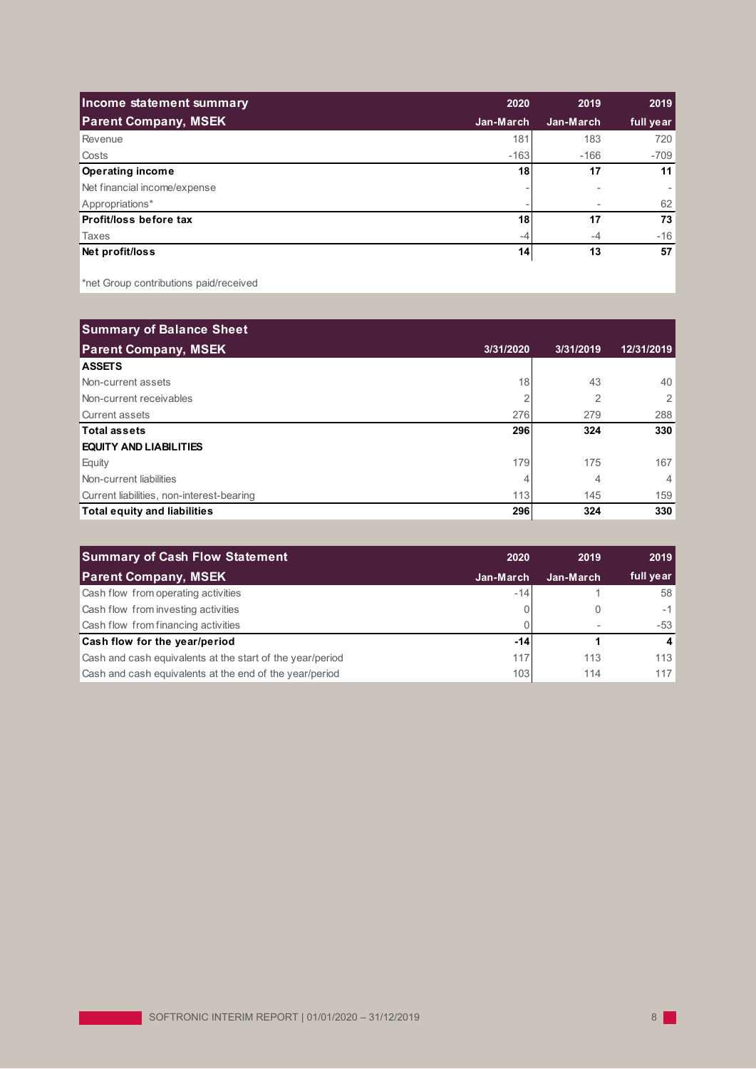| **Income statement summary** | **2020** | **2019** | **2019** |
|---|---|---|---|
| **Parent Company, MSEK** | **Jan-March** | **Jan-March** | **full year** |
| Revenue | 181 | 183 | 720 |
| Costs | -163 | -166 | -709 |
| **Operating income** | **18** | **17** | **11** |
| Net financial income/expense | - | - | - |
| Appropriations* | - | - | 62 |
| **Profit/loss before tax** | **18** | **17** | **73** |
| Taxes | -4 | -4 | -16 |
| **Net profit/loss** | **14** | **13** | **57** |

*net Group contributions paid/received

| **Summary of Balance Sheet** | | | |
|---|---|---|---|
| **Parent Company, MSEK** | **3/31/2020** | **3/31/2019** | **12/31/2019** |
| **ASSETS** | | | |
| Non-current assets | 18 | 43 | 40 |
| Non-current receivables | 2 | 2 | 2 |
| Current assets | 276 | 279 | 288 |
| **Total assets** | **296** | **324** | **330** |
| **EQUITY AND LIABILITIES** | | | |
| Equity | 179 | 175 | 167 |
| Non-current liabilities | 4 | 4 | 4 |
| Current liabilities, non-interest-bearing | 113 | 145 | 159 |
| **Total equity and liabilities** | **296** | **324** | **330** |

| **Summary of Cash Flow Statement** | **2020** | **2019** | **2019** |
|---|---|---|---|
| **Parent Company, MSEK** | **Jan-March** | **Jan-March** | **full year** |
| Cash flow from operating activities | -14 | 1 | 58 |
| Cash flow from investing activities | 0 | 0 | -1 |
| Cash flow from financing activities | 0 | - | -53 |
| **Cash flow for the year/period** | **-14** | **1** | **4** |
| Cash and cash equivalents at the start of the year/period | 117 | 113 | 113 |
| Cash and cash equivalents at the end of the year/period | 103 | 114 | 117 |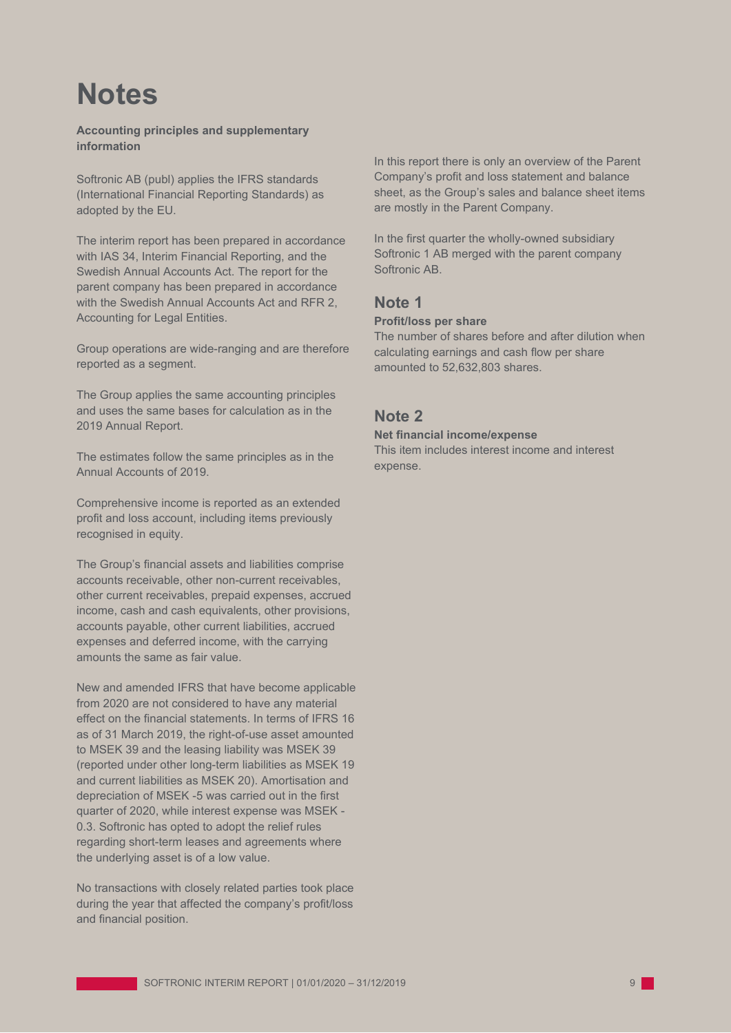# Notes

**Accounting principles and supplementary information**

Softronic AB (publ) applies the IFRS standards (International Financial Reporting Standards) as adopted by the EU.

The interim report has been prepared in accordance with IAS 34, Interim Financial Reporting, and the Swedish Annual Accounts Act. The report for the parent company has been prepared in accordance with the Swedish Annual Accounts Act and RFR 2, Accounting for Legal Entities.

Group operations are wide-ranging and are therefore reported as a segment.

The Group applies the same accounting principles and uses the same bases for calculation as in the 2019 Annual Report.

The estimates follow the same principles as in the Annual Accounts of 2019.

Comprehensive income is reported as an extended profit and loss account, including items previously recognised in equity.

The Group's financial assets and liabilities comprise accounts receivable, other non-current receivables, other current receivables, prepaid expenses, accrued income, cash and cash equivalents, other provisions, accounts payable, other current liabilities, accrued expenses and deferred income, with the carrying amounts the same as fair value.

New and amended IFRS that have become applicable from 2020 are not considered to have any material effect on the financial statements. In terms of IFRS 16 as of 31 March 2019, the right-of-use asset amounted to MSEK 39 and the leasing liability was MSEK 39 (reported under other long-term liabilities as MSEK 19 and current liabilities as MSEK 20). Amortisation and depreciation of MSEK -5 was carried out in the first quarter of 2020, while interest expense was MSEK -0.3. Softronic has opted to adopt the relief rules regarding short-term leases and agreements where the underlying asset is of a low value.

No transactions with closely related parties took place during the year that affected the company's profit/loss and financial position.

In this report there is only an overview of the Parent Company's profit and loss statement and balance sheet, as the Group's sales and balance sheet items are mostly in the Parent Company.

In the first quarter the wholly-owned subsidiary Softronic 1 AB merged with the parent company Softronic AB.

## Note 1

**Profit/loss per share**

The number of shares before and after dilution when calculating earnings and cash flow per share amounted to 52,632,803 shares.

## Note 2

**Net financial income/expense**

This item includes interest income and interest expense.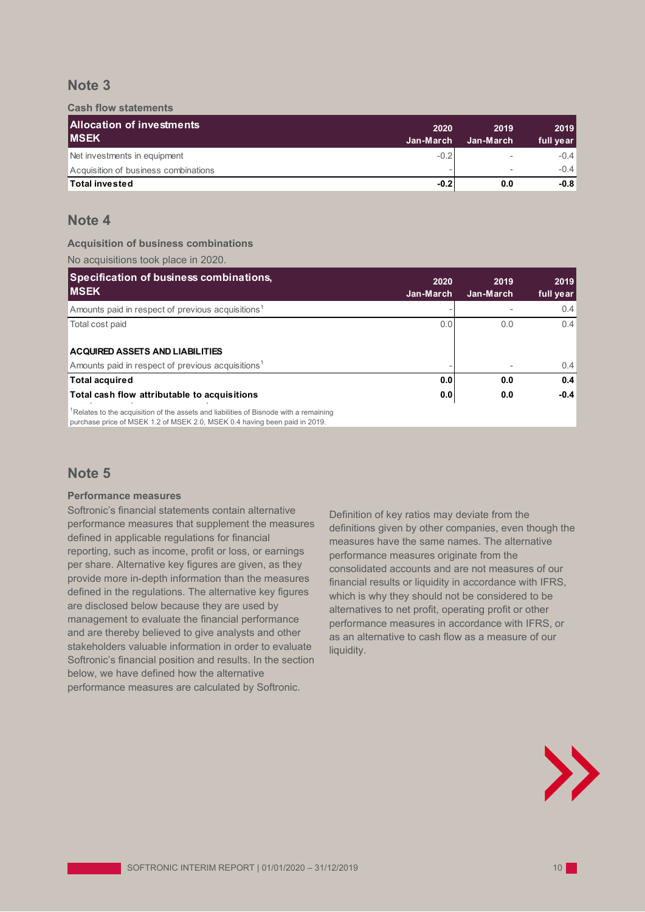## Note 3

**Cash flow statements**

| Allocation of investments MSEK | 2020 Jan-March | 2019 Jan-March | 2019 full year |
|---|---|---|---|
| Net investments in equipment | -0.2 | - | -0.4 |
| Acquisition of business combinations | - | - | -0.4 |
| **Total invested** | **-0.2** | **0.0** | **-0.8** |

## Note 4

**Acquisition of business combinations**

No acquisitions took place in 2020.

| Specification of business combinations, MSEK | 2020 Jan-March | 2019 Jan-March | 2019 full year |
|---|---|---|---|
| Amounts paid in respect of previous acquisitions[1] | - | - | 0.4 |
| Total cost paid | 0.0 | 0.0 | 0.4 |
| | | | |
| **ACQUIRED ASSETS AND LIABILITIES** | | | |
| Amounts paid in respect of previous acquisitions[1] | - | - | 0.4 |
| **Total acquired** | **0.0** | **0.0** | **0.4** |
| **Total cash flow attributable to acquisitions** | **0.0** | **0.0** | **-0.4** |

[1]Relates to the acquisition of the assets and liabilities of Bisnode with a remaining purchase price of MSEK 1.2 of MSEK 2.0, MSEK 0.4 having been paid in 2019.

## Note 5

**Performance measures**

Softronic's financial statements contain alternative performance measures that supplement the measures defined in applicable regulations for financial reporting, such as income, profit or loss, or earnings per share. Alternative key figures are given, as they provide more in-depth information than the measures defined in the regulations. The alternative key figures are disclosed below because they are used by management to evaluate the financial performance and are thereby believed to give analysts and other stakeholders valuable information in order to evaluate Softronic's financial position and results. In the section below, we have defined how the alternative performance measures are calculated by Softronic.

Definition of key ratios may deviate from the definitions given by other companies, even though the measures have the same names. The alternative performance measures originate from the consolidated accounts and are not measures of our financial results or liquidity in accordance with IFRS, which is why they should not be considered to be alternatives to net profit, operating profit or other performance measures in accordance with IFRS, or as an alternative to cash flow as a measure of our liquidity.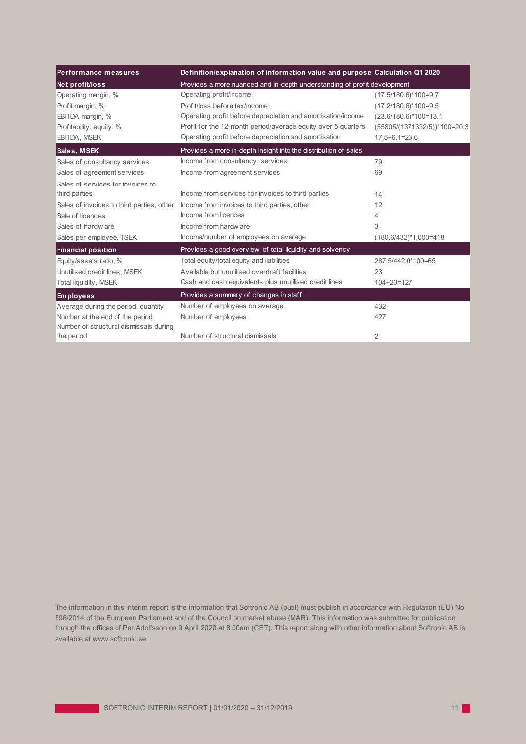| Performance measures | Definition/explanation of information value and purpose | Calculation Q1 2020 |
|---|---|---|
| **Net profit/loss** | Provides a more nuanced and in-depth understanding of profit development | |
| Operating margin, % | Operating profit/income | (17.5/180.6)*100=9.7 |
| Profit margin, % | Profit/loss before tax/income | (17.2/180.6)*100=9.5 |
| EBITDA margin, % | Operating profit before depreciation and amortisation/income | (23.6/180.6)*100=13.1 |
| Profitability, equity, % | Profit for the 12-month period/average equity over 5 quarters | (55805/(1371332/5))*100=20.3 |
| EBITDA, MSEK | Operating profit before depreciation and amortisation | 17.5+6.1=23.6 |
| **Sales, MSEK** | Provides a more in-depth insight into the distribution of sales | |
| Sales of consultancy services | Income from consultancy services | 79 |
| Sales of agreement services | Income from agreement services | 69 |
| Sales of services for invoices to third parties | Income from services for invoices to third parties | 14 |
| Sales of invoices to third parties, other | Income from invoices to third parties, other | 12 |
| Sale of licences | Income from licences | 4 |
| Sales of hardware | Income from hardware | 3 |
| Sales per employee, TSEK | Income/number of employees on average | (180.6/432)*1,000=418 |
| **Financial position** | Provides a good overview of total liquidity and solvency | |
| Equity/assets ratio, % | Total equity/total equity and liabilities | 287.5/442,0*100=65 |
| Unutilised credit lines, MSEK | Available but unutilised overdraft facilities | 23 |
| Total liquidity, MSEK | Cash and cash equivalents plus unutilised credit lines | 104+23=127 |
| **Employees** | Provides a summary of changes in staff | |
| Average during the period, quantity | Number of employees on average | 432 |
| Number at the end of the period | Number of employees | 427 |
| Number of structural dismissals during the period | Number of structural dismissals | 2 |

The information in this interim report is the information that Softronic AB (publ) must publish in accordance with Regulation (EU) No 596/2014 of the European Parliament and of the Council on market abuse (MAR). This information was submitted for publication through the offices of Per Adolfsson on 9 April 2020 at 8.00am (CET). This report along with other information about Softronic AB is available at www.softronic.se.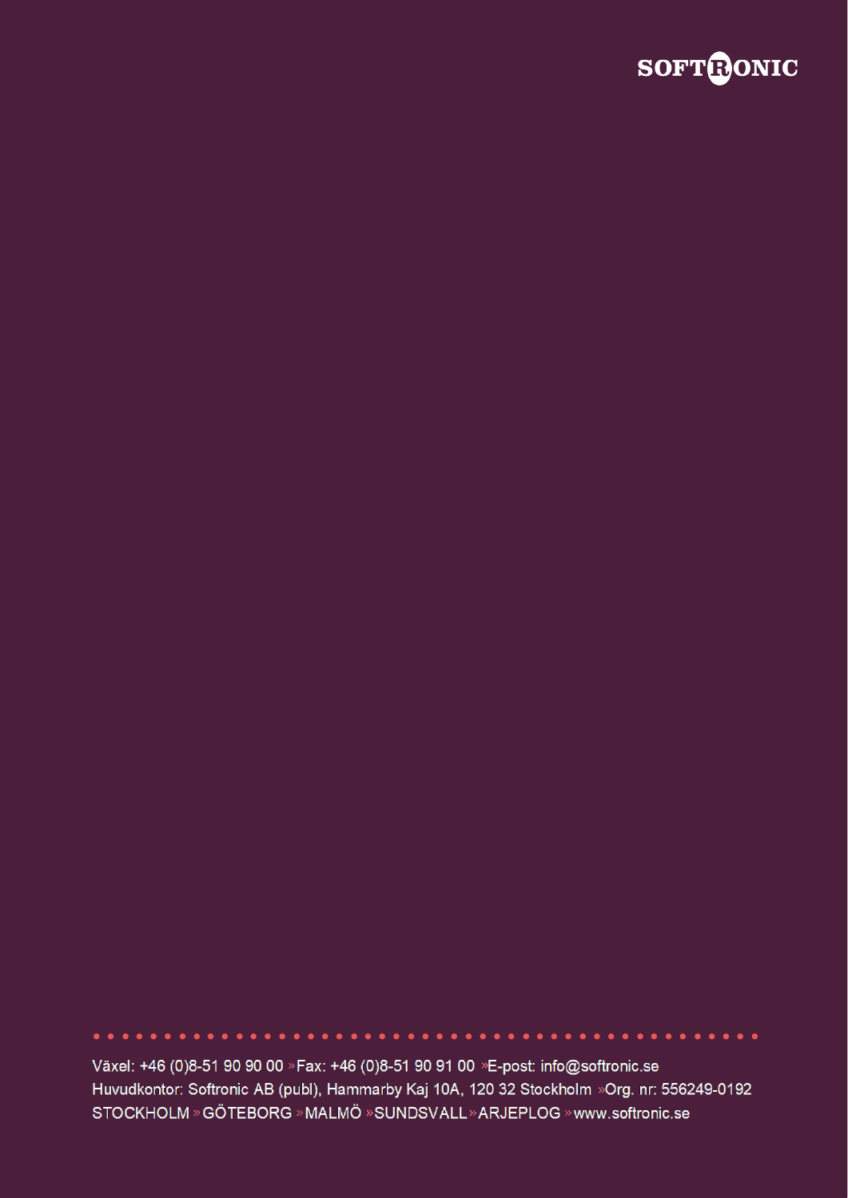SOFTRONIC

Växel: +46 (0)8-51 90 90 00 » Fax: +46 (0)8-51 90 91 00 » E-post: info@softronic.se
Huvudkontor: Softronic AB (publ), Hammarby Kaj 10A, 120 32 Stockholm » Org. nr: 556249-0192
STOCKHOLM » GÖTEBORG » MALMÖ » SUNDSVALL » ARJEPLOG » www.softronic.se